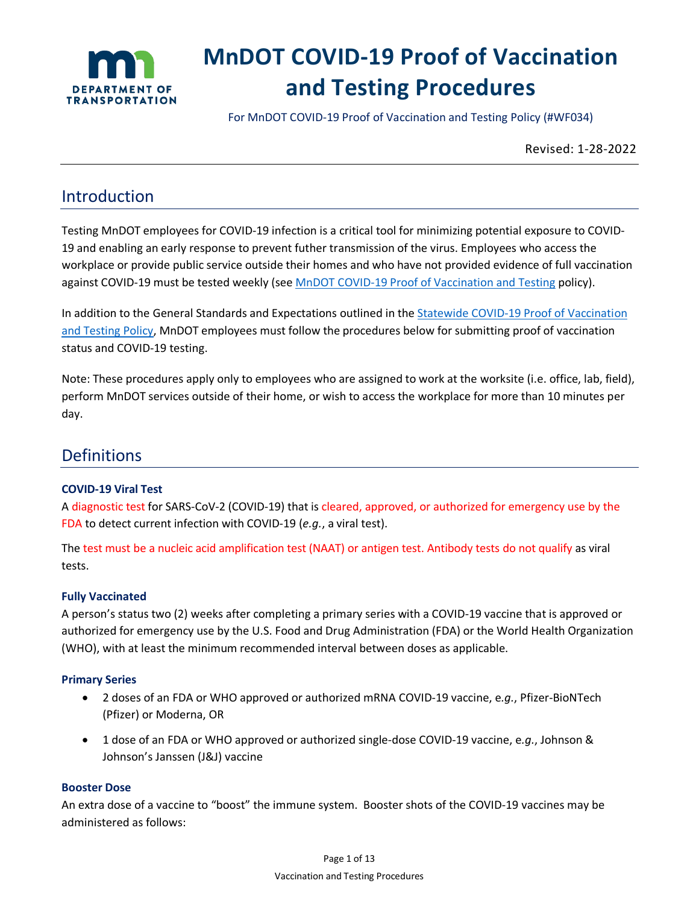# MnDOT COVID-19 Proof of Vaccination and Testing Procedures

For MnDOT COVID-19 Proof of Vaccination and Testing Policy (#WF034)

Revised: 1-28-2022

## Introduction

Testing MnDOT employees for COVID-19 infection is a critical tool for minimizing potential exposure to COVID-19 and enabling an early response to prevent futher transmission of the virus. Employees who access the workplace or provide public service outside their homes and who have not provided evidence of full vaccination against COVID-19 must be tested weekly (see [MnDOT COVID-19 Proof of Vaccination and Testing](#) policy).

In addition to the General Standards and Expectations outlined in the [Statewide COVID-19 Proof of Vaccination and Testing Policy](#), MnDOT employees must follow the procedures below for submitting proof of vaccination status and COVID-19 testing.

Note: These procedures apply only to employees who are assigned to work at the worksite (i.e. office, lab, field), perform MnDOT services outside of their home, or wish to access the workplace for more than 10 minutes per day.

## Definitions

### COVID-19 Viral Test

A diagnostic test for SARS-CoV-2 (COVID-19) that is cleared, approved, or authorized for emergency use by the FDA to detect current infection with COVID-19 (*e.g.*, a viral test).

The test must be a nucleic acid amplification test (NAAT) or antigen test. Antibody tests do not qualify as viral tests.

### Fully Vaccinated

A person's status two (2) weeks after completing a primary series with a COVID-19 vaccine that is approved or authorized for emergency use by the U.S. Food and Drug Administration (FDA) or the World Health Organization (WHO), with at least the minimum recommended interval between doses as applicable.

### Primary Series

- 2 doses of an FDA or WHO approved or authorized mRNA COVID-19 vaccine, e.*g.*, Pfizer-BioNTech (Pfizer) or Moderna, OR
- 1 dose of an FDA or WHO approved or authorized single-dose COVID-19 vaccine, e.*g.*, Johnson & Johnson's Janssen (J&J) vaccine

### Booster Dose

An extra dose of a vaccine to "boost" the immune system. Booster shots of the COVID-19 vaccines may be administered as follows: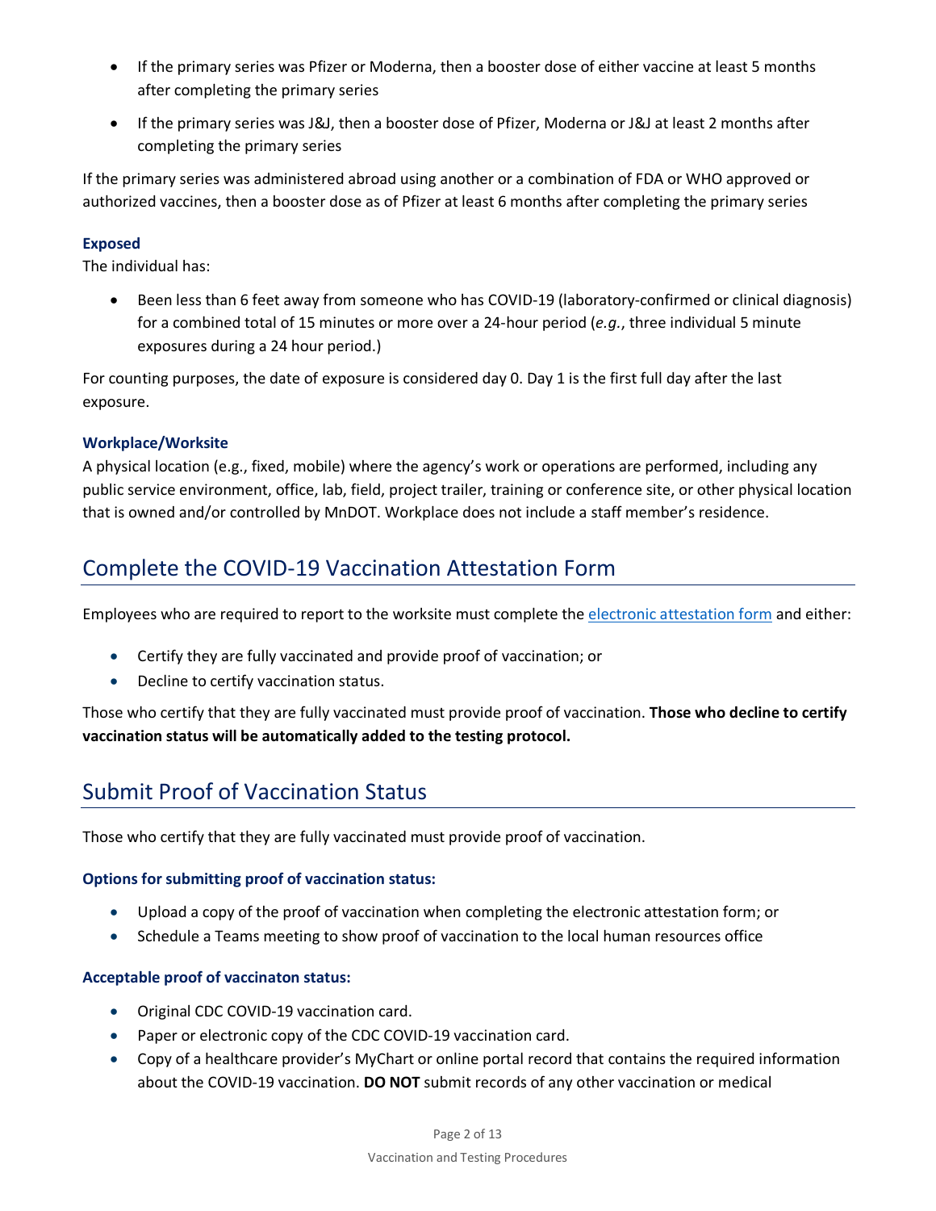- If the primary series was Pfizer or Moderna, then a booster dose of either vaccine at least 5 months after completing the primary series
- If the primary series was J&J, then a booster dose of Pfizer, Moderna or J&J at least 2 months after completing the primary series

If the primary series was administered abroad using another or a combination of FDA or WHO approved or authorized vaccines, then a booster dose as of Pfizer at least 6 months after completing the primary series

### Exposed

The individual has:

- Been less than 6 feet away from someone who has COVID-19 (laboratory-confirmed or clinical diagnosis) for a combined total of 15 minutes or more over a 24-hour period (*e.g.*, three individual 5 minute exposures during a 24 hour period.)

For counting purposes, the date of exposure is considered day 0. Day 1 is the first full day after the last exposure.

### Workplace/Worksite

A physical location (e.g., fixed, mobile) where the agency's work or operations are performed, including any public service environment, office, lab, field, project trailer, training or conference site, or other physical location that is owned and/or controlled by MnDOT. Workplace does not include a staff member's residence.

## Complete the COVID-19 Vaccination Attestation Form

Employees who are required to report to the worksite must complete the electronic attestation form and either:

- Certify they are fully vaccinated and provide proof of vaccination; or
- Decline to certify vaccination status.

Those who certify that they are fully vaccinated must provide proof of vaccination. **Those who decline to certify vaccination status will be automatically added to the testing protocol.**

## Submit Proof of Vaccination Status

Those who certify that they are fully vaccinated must provide proof of vaccination.

### Options for submitting proof of vaccination status:

- Upload a copy of the proof of vaccination when completing the electronic attestation form; or
- Schedule a Teams meeting to show proof of vaccination to the local human resources office

### Acceptable proof of vaccinaton status:

- Original CDC COVID-19 vaccination card.
- Paper or electronic copy of the CDC COVID-19 vaccination card.
- Copy of a healthcare provider's MyChart or online portal record that contains the required information about the COVID-19 vaccination. **DO NOT** submit records of any other vaccination or medical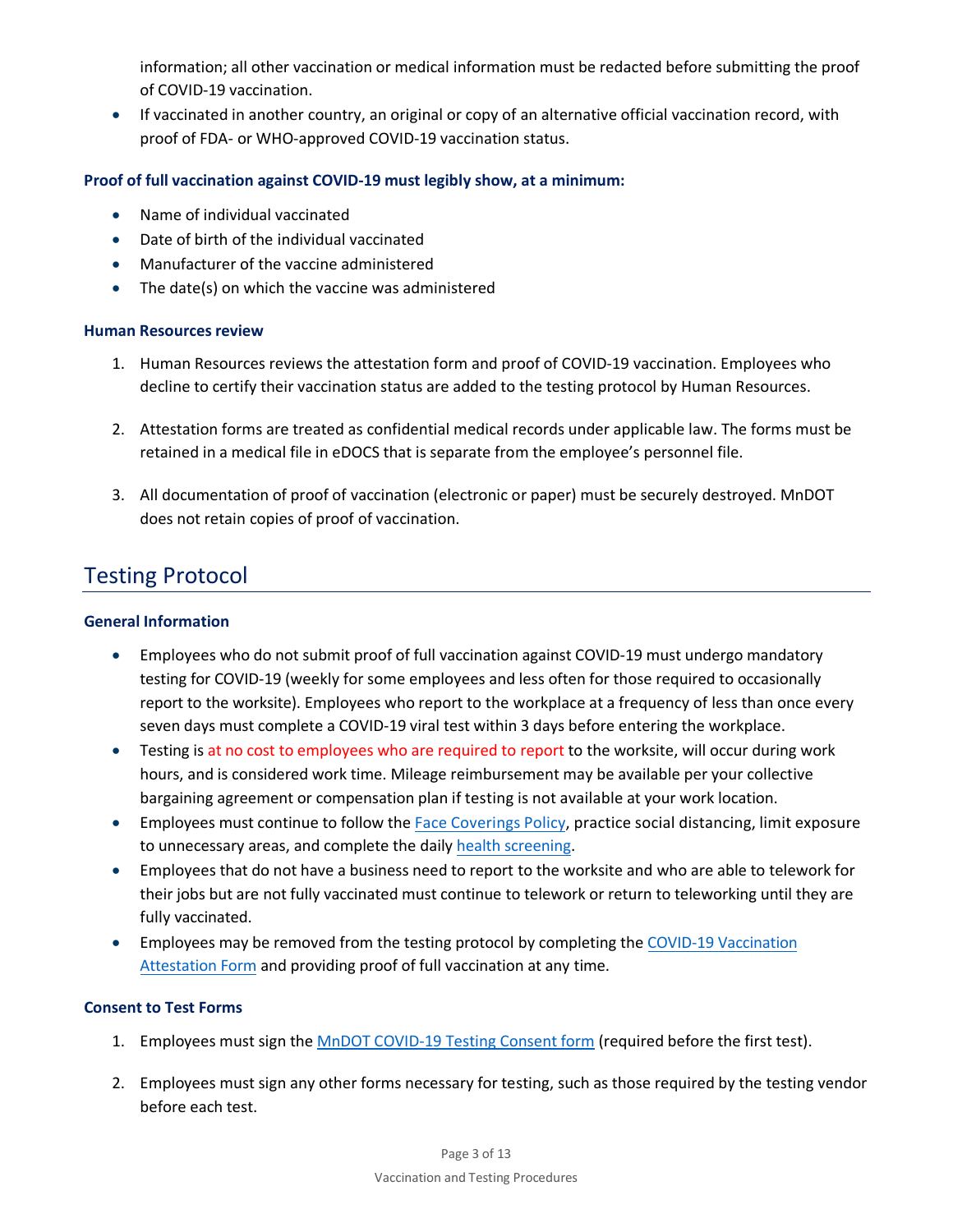information; all other vaccination or medical information must be redacted before submitting the proof of COVID-19 vaccination.

- If vaccinated in another country, an original or copy of an alternative official vaccination record, with proof of FDA- or WHO-approved COVID-19 vaccination status.

### Proof of full vaccination against COVID-19 must legibly show, at a minimum:

- Name of individual vaccinated
- Date of birth of the individual vaccinated
- Manufacturer of the vaccine administered
- The date(s) on which the vaccine was administered

### Human Resources review

1. Human Resources reviews the attestation form and proof of COVID-19 vaccination. Employees who decline to certify their vaccination status are added to the testing protocol by Human Resources.

2. Attestation forms are treated as confidential medical records under applicable law. The forms must be retained in a medical file in eDOCS that is separate from the employee's personnel file.

3. All documentation of proof of vaccination (electronic or paper) must be securely destroyed. MnDOT does not retain copies of proof of vaccination.

## Testing Protocol

### General Information

- Employees who do not submit proof of full vaccination against COVID-19 must undergo mandatory testing for COVID-19 (weekly for some employees and less often for those required to occasionally report to the worksite). Employees who report to the workplace at a frequency of less than once every seven days must complete a COVID-19 viral test within 3 days before entering the workplace.
- Testing is at no cost to employees who are required to report to the worksite, will occur during work hours, and is considered work time. Mileage reimbursement may be available per your collective bargaining agreement or compensation plan if testing is not available at your work location.
- Employees must continue to follow the Face Coverings Policy, practice social distancing, limit exposure to unnecessary areas, and complete the daily health screening.
- Employees that do not have a business need to report to the worksite and who are able to telework for their jobs but are not fully vaccinated must continue to telework or return to teleworking until they are fully vaccinated.
- Employees may be removed from the testing protocol by completing the COVID-19 Vaccination Attestation Form and providing proof of full vaccination at any time.

### Consent to Test Forms

1. Employees must sign the MnDOT COVID-19 Testing Consent form (required before the first test).

2. Employees must sign any other forms necessary for testing, such as those required by the testing vendor before each test.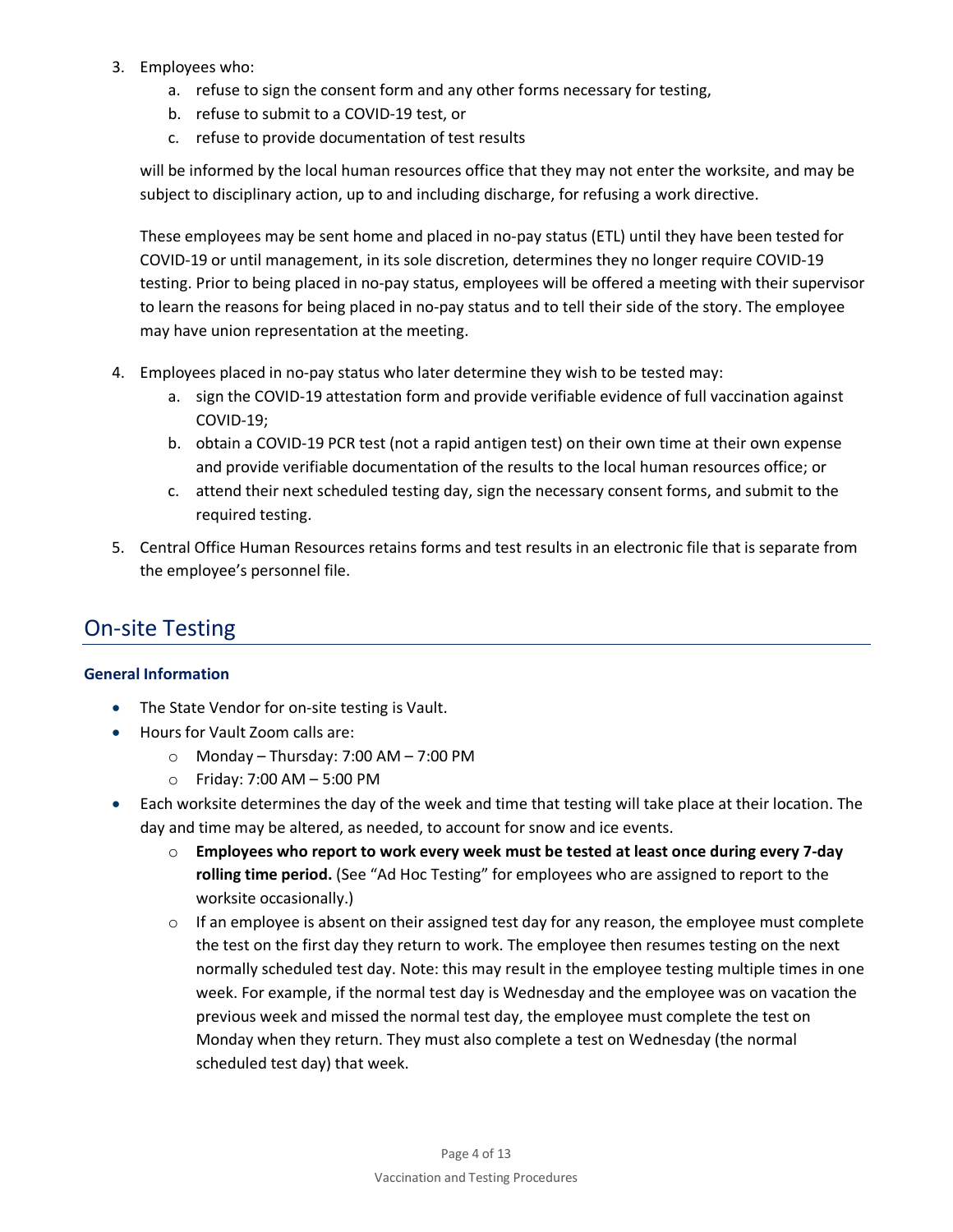3. Employees who:
    a. refuse to sign the consent form and any other forms necessary for testing,
    b. refuse to submit to a COVID-19 test, or
    c. refuse to provide documentation of test results

    will be informed by the local human resources office that they may not enter the worksite, and may be subject to disciplinary action, up to and including discharge, for refusing a work directive.

    These employees may be sent home and placed in no-pay status (ETL) until they have been tested for COVID-19 or until management, in its sole discretion, determines they no longer require COVID-19 testing. Prior to being placed in no-pay status, employees will be offered a meeting with their supervisor to learn the reasons for being placed in no-pay status and to tell their side of the story. The employee may have union representation at the meeting.

4. Employees placed in no-pay status who later determine they wish to be tested may:
    a. sign the COVID-19 attestation form and provide verifiable evidence of full vaccination against COVID-19;
    b. obtain a COVID-19 PCR test (not a rapid antigen test) on their own time at their own expense and provide verifiable documentation of the results to the local human resources office; or
    c. attend their next scheduled testing day, sign the necessary consent forms, and submit to the required testing.

5. Central Office Human Resources retains forms and test results in an electronic file that is separate from the employee's personnel file.

## On-site Testing

### General Information

- The State Vendor for on-site testing is Vault.
- Hours for Vault Zoom calls are:
    - Monday – Thursday: 7:00 AM – 7:00 PM
    - Friday: 7:00 AM – 5:00 PM
- Each worksite determines the day of the week and time that testing will take place at their location. The day and time may be altered, as needed, to account for snow and ice events.
    - **Employees who report to work every week must be tested at least once during every 7-day rolling time period.** (See "Ad Hoc Testing" for employees who are assigned to report to the worksite occasionally.)
    - If an employee is absent on their assigned test day for any reason, the employee must complete the test on the first day they return to work. The employee then resumes testing on the next normally scheduled test day. Note: this may result in the employee testing multiple times in one week. For example, if the normal test day is Wednesday and the employee was on vacation the previous week and missed the normal test day, the employee must complete the test on Monday when they return. They must also complete a test on Wednesday (the normal scheduled test day) that week.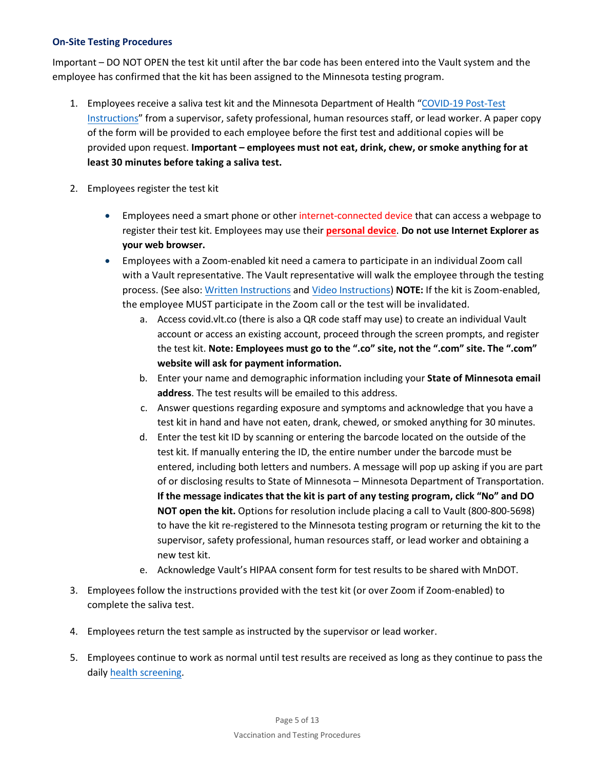### On-Site Testing Procedures

Important – DO NOT OPEN the test kit until after the bar code has been entered into the Vault system and the employee has confirmed that the kit has been assigned to the Minnesota testing program.

1. Employees receive a saliva test kit and the Minnesota Department of Health "COVID-19 Post-Test Instructions" from a supervisor, safety professional, human resources staff, or lead worker. A paper copy of the form will be provided to each employee before the first test and additional copies will be provided upon request. **Important – employees must not eat, drink, chew, or smoke anything for at least 30 minutes before taking a saliva test.**

2. Employees register the test kit

   - Employees need a smart phone or other internet-connected device that can access a webpage to register their test kit. Employees may use their **personal device**. **Do not use Internet Explorer as your web browser.**
   - Employees with a Zoom-enabled kit need a camera to participate in an individual Zoom call with a Vault representative. The Vault representative will walk the employee through the testing process. (See also: Written Instructions and Video Instructions) **NOTE:** If the kit is Zoom-enabled, the employee MUST participate in the Zoom call or the test will be invalidated.
     a. Access covid.vlt.co (there is also a QR code staff may use) to create an individual Vault account or access an existing account, proceed through the screen prompts, and register the test kit. **Note: Employees must go to the ".co" site, not the ".com" site. The ".com" website will ask for payment information.**
     b. Enter your name and demographic information including your **State of Minnesota email address**. The test results will be emailed to this address.
     c. Answer questions regarding exposure and symptoms and acknowledge that you have a test kit in hand and have not eaten, drank, chewed, or smoked anything for 30 minutes.
     d. Enter the test kit ID by scanning or entering the barcode located on the outside of the test kit. If manually entering the ID, the entire number under the barcode must be entered, including both letters and numbers. A message will pop up asking if you are part of or disclosing results to State of Minnesota – Minnesota Department of Transportation. **If the message indicates that the kit is part of any testing program, click "No" and DO NOT open the kit.** Options for resolution include placing a call to Vault (800-800-5698) to have the kit re-registered to the Minnesota testing program or returning the kit to the supervisor, safety professional, human resources staff, or lead worker and obtaining a new test kit.
     e. Acknowledge Vault's HIPAA consent form for test results to be shared with MnDOT.

3. Employees follow the instructions provided with the test kit (or over Zoom if Zoom-enabled) to complete the saliva test.

4. Employees return the test sample as instructed by the supervisor or lead worker.

5. Employees continue to work as normal until test results are received as long as they continue to pass the daily health screening.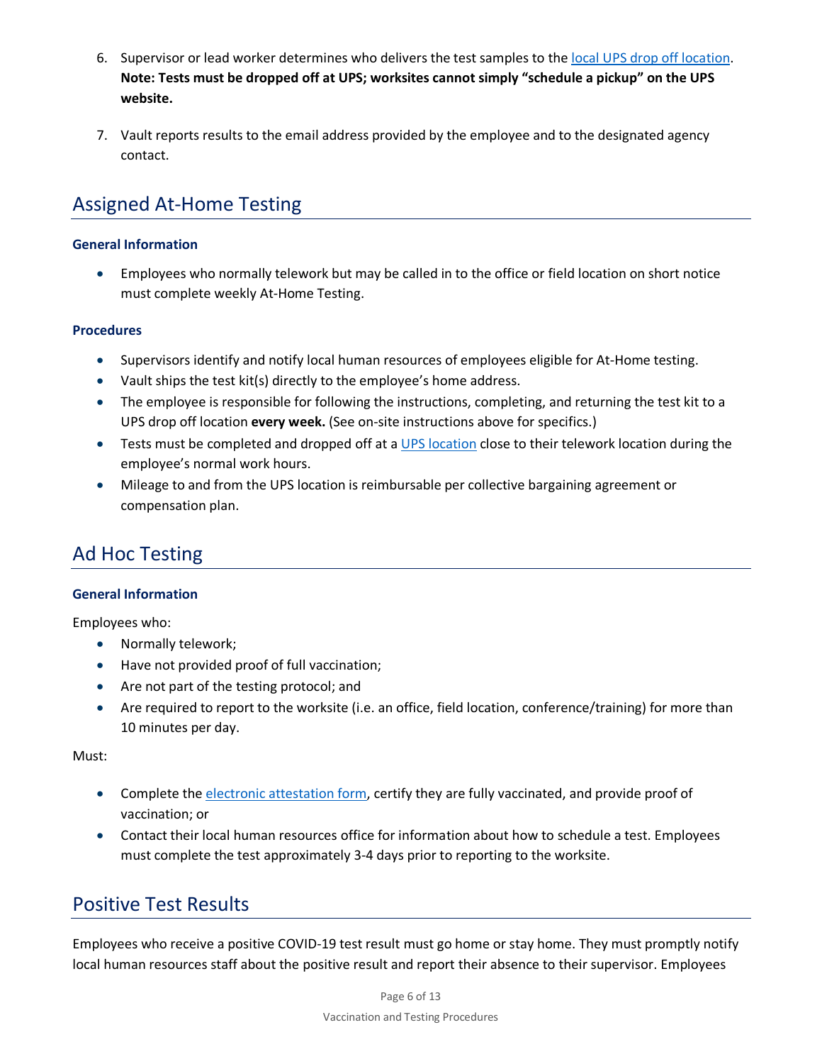6. Supervisor or lead worker determines who delivers the test samples to the local UPS drop off location. **Note: Tests must be dropped off at UPS; worksites cannot simply "schedule a pickup" on the UPS website.**

7. Vault reports results to the email address provided by the employee and to the designated agency contact.

## Assigned At-Home Testing

### General Information

- Employees who normally telework but may be called in to the office or field location on short notice must complete weekly At-Home Testing.

### Procedures

- Supervisors identify and notify local human resources of employees eligible for At-Home testing.
- Vault ships the test kit(s) directly to the employee's home address.
- The employee is responsible for following the instructions, completing, and returning the test kit to a UPS drop off location **every week.** (See on-site instructions above for specifics.)
- Tests must be completed and dropped off at a UPS location close to their telework location during the employee's normal work hours.
- Mileage to and from the UPS location is reimbursable per collective bargaining agreement or compensation plan.

## Ad Hoc Testing

### General Information

Employees who:

- Normally telework;
- Have not provided proof of full vaccination;
- Are not part of the testing protocol; and
- Are required to report to the worksite (i.e. an office, field location, conference/training) for more than 10 minutes per day.

Must:

- Complete the electronic attestation form, certify they are fully vaccinated, and provide proof of vaccination; or
- Contact their local human resources office for information about how to schedule a test. Employees must complete the test approximately 3-4 days prior to reporting to the worksite.

## Positive Test Results

Employees who receive a positive COVID-19 test result must go home or stay home. They must promptly notify local human resources staff about the positive result and report their absence to their supervisor. Employees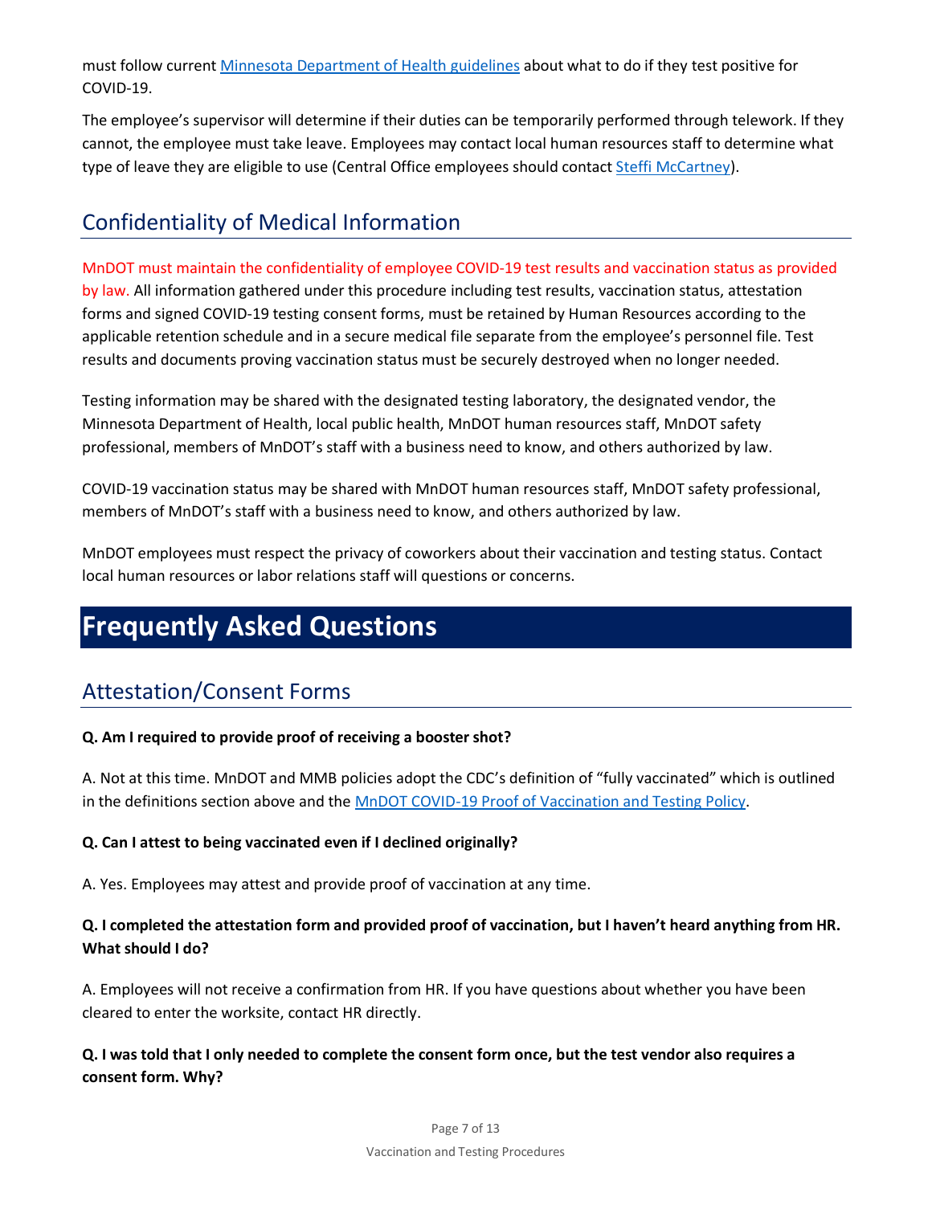must follow current [Minnesota Department of Health guidelines](#) about what to do if they test positive for COVID-19.

The employee's supervisor will determine if their duties can be temporarily performed through telework. If they cannot, the employee must take leave. Employees may contact local human resources staff to determine what type of leave they are eligible to use (Central Office employees should contact [Steffi McCartney](#)).

## Confidentiality of Medical Information

MnDOT must maintain the confidentiality of employee COVID-19 test results and vaccination status as provided by law. All information gathered under this procedure including test results, vaccination status, attestation forms and signed COVID-19 testing consent forms, must be retained by Human Resources according to the applicable retention schedule and in a secure medical file separate from the employee's personnel file. Test results and documents proving vaccination status must be securely destroyed when no longer needed.

Testing information may be shared with the designated testing laboratory, the designated vendor, the Minnesota Department of Health, local public health, MnDOT human resources staff, MnDOT safety professional, members of MnDOT's staff with a business need to know, and others authorized by law.

COVID-19 vaccination status may be shared with MnDOT human resources staff, MnDOT safety professional, members of MnDOT's staff with a business need to know, and others authorized by law.

MnDOT employees must respect the privacy of coworkers about their vaccination and testing status. Contact local human resources or labor relations staff will questions or concerns.

# Frequently Asked Questions

## Attestation/Consent Forms

**Q. Am I required to provide proof of receiving a booster shot?**

A. Not at this time. MnDOT and MMB policies adopt the CDC's definition of "fully vaccinated" which is outlined in the definitions section above and the [MnDOT COVID-19 Proof of Vaccination and Testing Policy](#).

**Q. Can I attest to being vaccinated even if I declined originally?**

A. Yes. Employees may attest and provide proof of vaccination at any time.

**Q. I completed the attestation form and provided proof of vaccination, but I haven't heard anything from HR. What should I do?**

A. Employees will not receive a confirmation from HR. If you have questions about whether you have been cleared to enter the worksite, contact HR directly.

**Q. I was told that I only needed to complete the consent form once, but the test vendor also requires a consent form. Why?**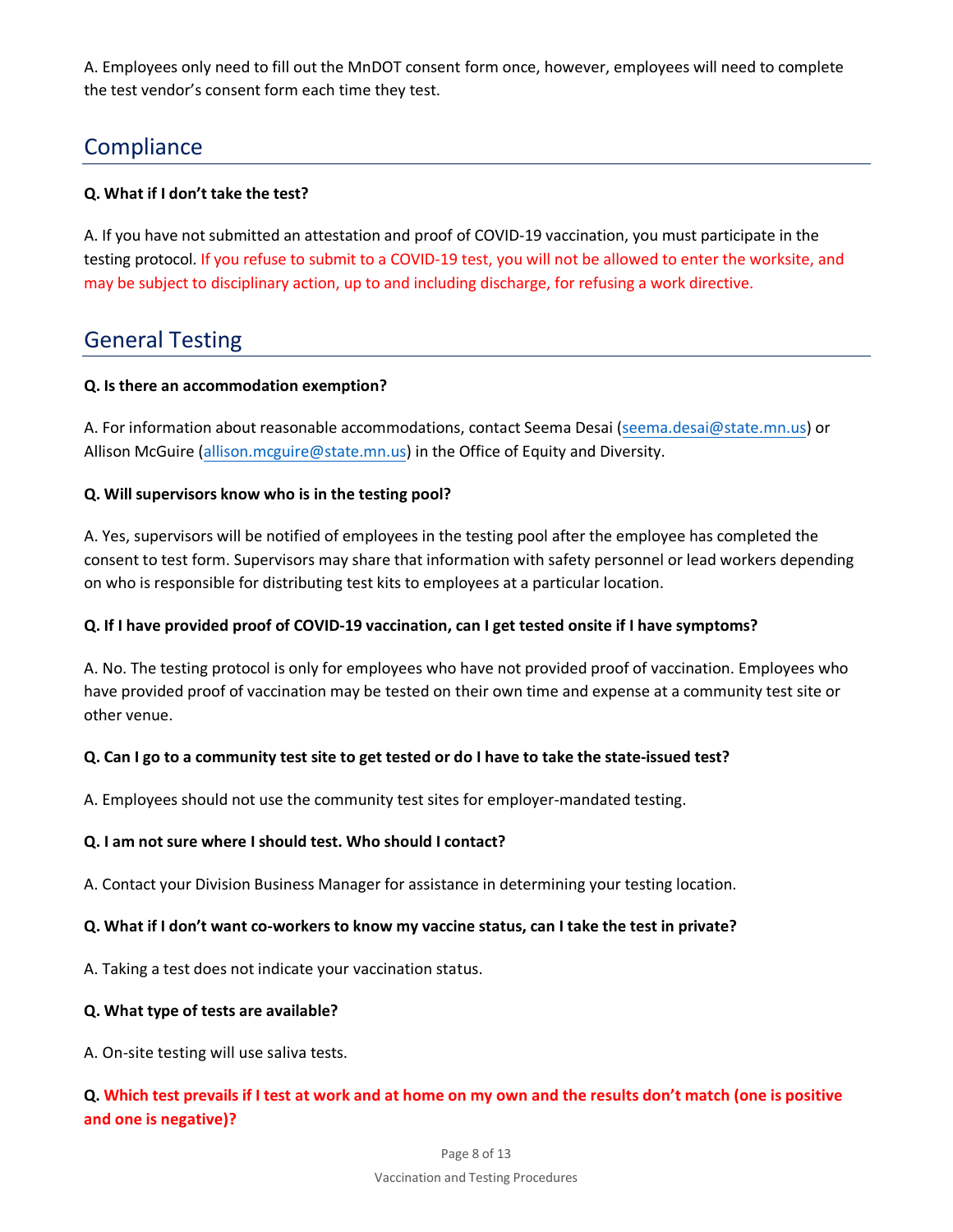A. Employees only need to fill out the MnDOT consent form once, however, employees will need to complete the test vendor's consent form each time they test.

## Compliance

**Q. What if I don't take the test?**

A. If you have not submitted an attestation and proof of COVID-19 vaccination, you must participate in the testing protocol. If you refuse to submit to a COVID-19 test, you will not be allowed to enter the worksite, and may be subject to disciplinary action, up to and including discharge, for refusing a work directive.

## General Testing

**Q. Is there an accommodation exemption?**

A. For information about reasonable accommodations, contact Seema Desai (seema.desai@state.mn.us) or Allison McGuire (allison.mcguire@state.mn.us) in the Office of Equity and Diversity.

**Q. Will supervisors know who is in the testing pool?**

A. Yes, supervisors will be notified of employees in the testing pool after the employee has completed the consent to test form. Supervisors may share that information with safety personnel or lead workers depending on who is responsible for distributing test kits to employees at a particular location.

**Q. If I have provided proof of COVID-19 vaccination, can I get tested onsite if I have symptoms?**

A. No. The testing protocol is only for employees who have not provided proof of vaccination. Employees who have provided proof of vaccination may be tested on their own time and expense at a community test site or other venue.

**Q. Can I go to a community test site to get tested or do I have to take the state-issued test?**

A. Employees should not use the community test sites for employer-mandated testing.

**Q. I am not sure where I should test. Who should I contact?**

A. Contact your Division Business Manager for assistance in determining your testing location.

**Q. What if I don't want co-workers to know my vaccine status, can I take the test in private?**

A. Taking a test does not indicate your vaccination status.

**Q. What type of tests are available?**

A. On-site testing will use saliva tests.

**Q. Which test prevails if I test at work and at home on my own and the results don't match (one is positive and one is negative)?**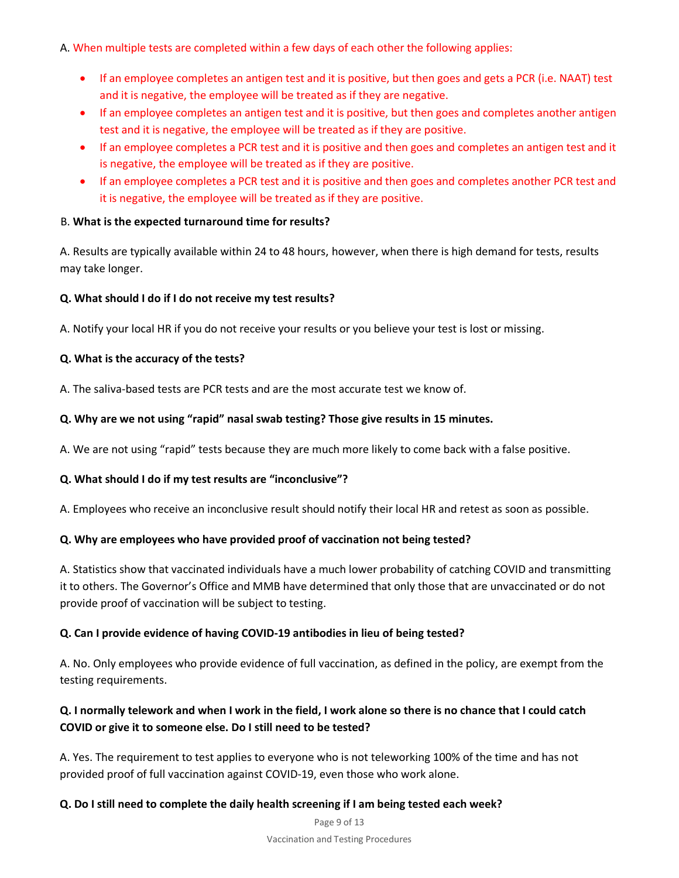A. When multiple tests are completed within a few days of each other the following applies:

- If an employee completes an antigen test and it is positive, but then goes and gets a PCR (i.e. NAAT) test and it is negative, the employee will be treated as if they are negative.
- If an employee completes an antigen test and it is positive, but then goes and completes another antigen test and it is negative, the employee will be treated as if they are positive.
- If an employee completes a PCR test and it is positive and then goes and completes an antigen test and it is negative, the employee will be treated as if they are positive.
- If an employee completes a PCR test and it is positive and then goes and completes another PCR test and it is negative, the employee will be treated as if they are positive.

B. **What is the expected turnaround time for results?**

A. Results are typically available within 24 to 48 hours, however, when there is high demand for tests, results may take longer.

**Q. What should I do if I do not receive my test results?**

A. Notify your local HR if you do not receive your results or you believe your test is lost or missing.

**Q. What is the accuracy of the tests?**

A. The saliva-based tests are PCR tests and are the most accurate test we know of.

**Q. Why are we not using "rapid" nasal swab testing? Those give results in 15 minutes.**

A. We are not using "rapid" tests because they are much more likely to come back with a false positive.

**Q. What should I do if my test results are "inconclusive"?**

A. Employees who receive an inconclusive result should notify their local HR and retest as soon as possible.

**Q. Why are employees who have provided proof of vaccination not being tested?**

A. Statistics show that vaccinated individuals have a much lower probability of catching COVID and transmitting it to others. The Governor's Office and MMB have determined that only those that are unvaccinated or do not provide proof of vaccination will be subject to testing.

**Q. Can I provide evidence of having COVID-19 antibodies in lieu of being tested?**

A. No. Only employees who provide evidence of full vaccination, as defined in the policy, are exempt from the testing requirements.

**Q. I normally telework and when I work in the field, I work alone so there is no chance that I could catch COVID or give it to someone else. Do I still need to be tested?**

A. Yes. The requirement to test applies to everyone who is not teleworking 100% of the time and has not provided proof of full vaccination against COVID-19, even those who work alone.

**Q. Do I still need to complete the daily health screening if I am being tested each week?**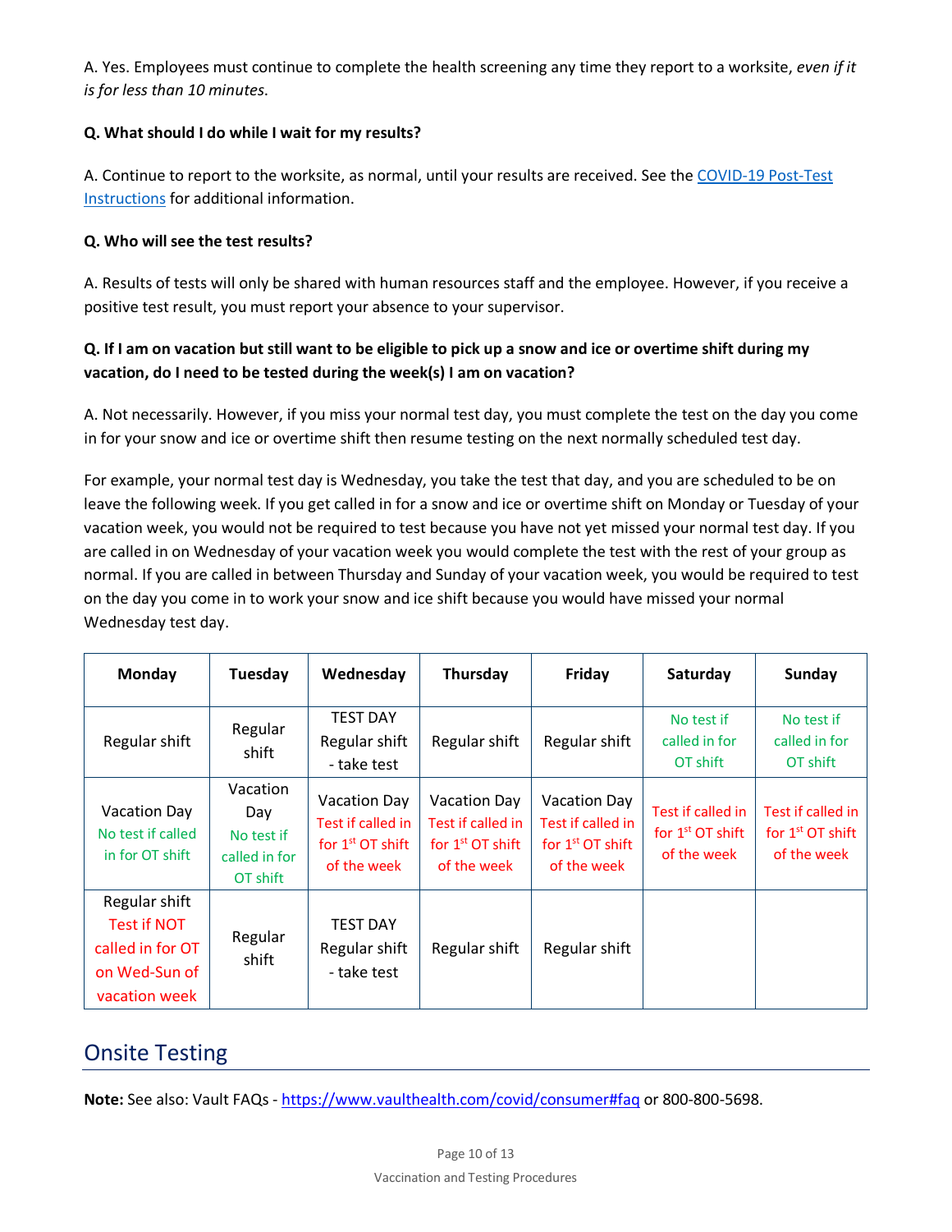A. Yes. Employees must continue to complete the health screening any time they report to a worksite, *even if it is for less than 10 minutes*.

**Q. What should I do while I wait for my results?**

A. Continue to report to the worksite, as normal, until your results are received. See the [COVID-19 Post-Test Instructions]() for additional information.

**Q. Who will see the test results?**

A. Results of tests will only be shared with human resources staff and the employee. However, if you receive a positive test result, you must report your absence to your supervisor.

**Q. If I am on vacation but still want to be eligible to pick up a snow and ice or overtime shift during my vacation, do I need to be tested during the week(s) I am on vacation?**

A. Not necessarily. However, if you miss your normal test day, you must complete the test on the day you come in for your snow and ice or overtime shift then resume testing on the next normally scheduled test day.

For example, your normal test day is Wednesday, you take the test that day, and you are scheduled to be on leave the following week. If you get called in for a snow and ice or overtime shift on Monday or Tuesday of your vacation week, you would not be required to test because you have not yet missed your normal test day. If you are called in on Wednesday of your vacation week you would complete the test with the rest of your group as normal. If you are called in between Thursday and Sunday of your vacation week, you would be required to test on the day you come in to work your snow and ice shift because you would have missed your normal Wednesday test day.

| Monday | Tuesday | Wednesday | Thursday | Friday | Saturday | Sunday |
|---|---|---|---|---|---|---|
| Regular shift | Regular shift | TEST DAY Regular shift - take test | Regular shift | Regular shift | No test if called in for OT shift | No test if called in for OT shift |
| Vacation Day No test if called in for OT shift | Vacation Day No test if called in for OT shift | Vacation Day Test if called in for 1st OT shift of the week | Vacation Day Test if called in for 1st OT shift of the week | Vacation Day Test if called in for 1st OT shift of the week | Test if called in for 1st OT shift of the week | Test if called in for 1st OT shift of the week |
| Regular shift Test if NOT called in for OT on Wed-Sun of vacation week | Regular shift | TEST DAY Regular shift - take test | Regular shift | Regular shift | | |

## Onsite Testing

**Note:** See also: Vault FAQs - https://www.vaulthealth.com/covid/consumer#faq or 800-800-5698.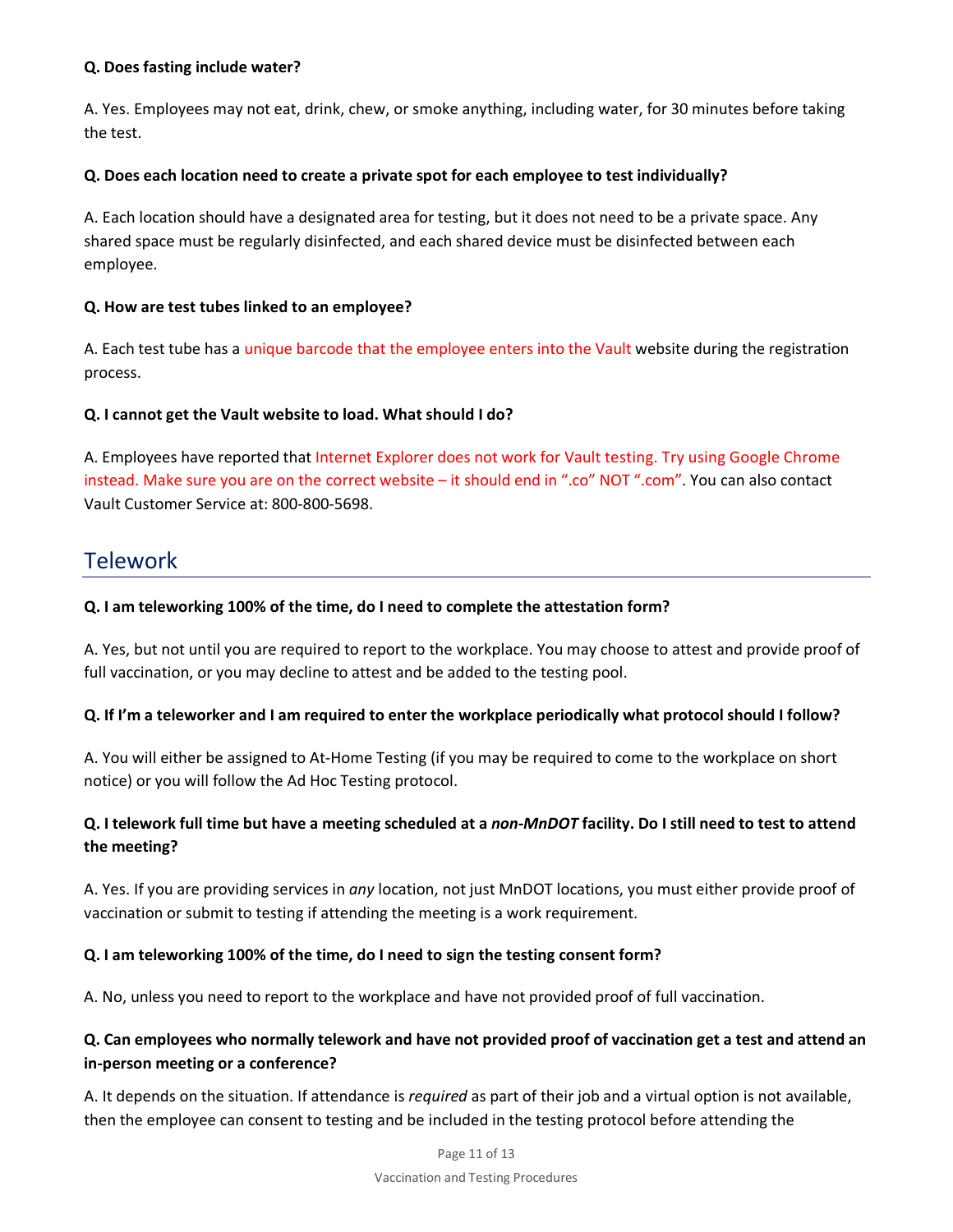**Q. Does fasting include water?**

A. Yes. Employees may not eat, drink, chew, or smoke anything, including water, for 30 minutes before taking the test.

**Q. Does each location need to create a private spot for each employee to test individually?**

A. Each location should have a designated area for testing, but it does not need to be a private space. Any shared space must be regularly disinfected, and each shared device must be disinfected between each employee.

**Q. How are test tubes linked to an employee?**

A. Each test tube has a unique barcode that the employee enters into the Vault website during the registration process.

**Q. I cannot get the Vault website to load. What should I do?**

A. Employees have reported that Internet Explorer does not work for Vault testing. Try using Google Chrome instead. Make sure you are on the correct website – it should end in ".co" NOT ".com". You can also contact Vault Customer Service at: 800-800-5698.

## Telework

**Q. I am teleworking 100% of the time, do I need to complete the attestation form?**

A. Yes, but not until you are required to report to the workplace. You may choose to attest and provide proof of full vaccination, or you may decline to attest and be added to the testing pool.

**Q. If I'm a teleworker and I am required to enter the workplace periodically what protocol should I follow?**

A. You will either be assigned to At-Home Testing (if you may be required to come to the workplace on short notice) or you will follow the Ad Hoc Testing protocol.

**Q. I telework full time but have a meeting scheduled at a *non-MnDOT* facility. Do I still need to test to attend the meeting?**

A. Yes. If you are providing services in *any* location, not just MnDOT locations, you must either provide proof of vaccination or submit to testing if attending the meeting is a work requirement.

**Q. I am teleworking 100% of the time, do I need to sign the testing consent form?**

A. No, unless you need to report to the workplace and have not provided proof of full vaccination.

**Q. Can employees who normally telework and have not provided proof of vaccination get a test and attend an in-person meeting or a conference?**

A. It depends on the situation. If attendance is *required* as part of their job and a virtual option is not available, then the employee can consent to testing and be included in the testing protocol before attending the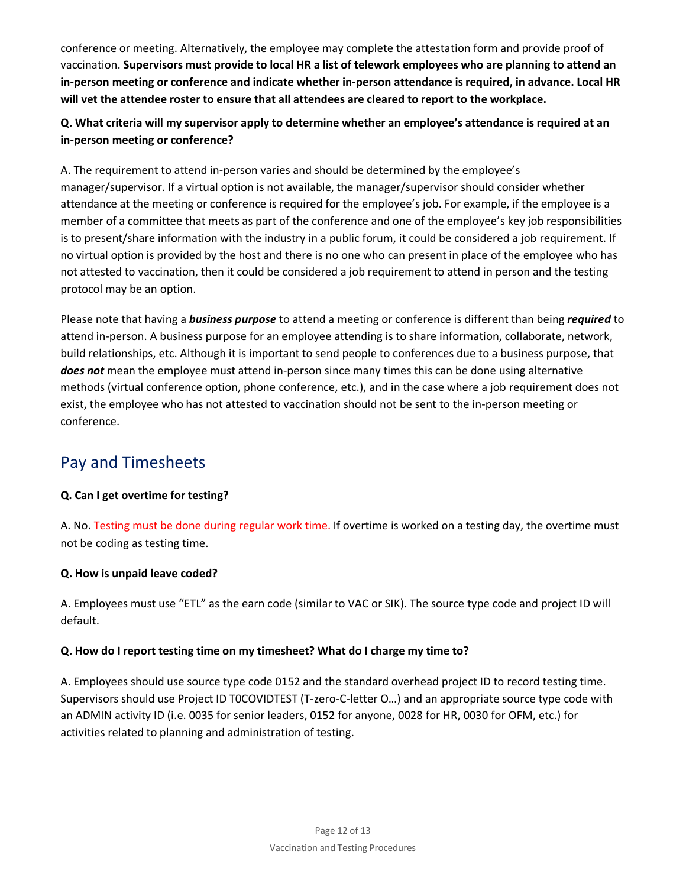conference or meeting. Alternatively, the employee may complete the attestation form and provide proof of vaccination. **Supervisors must provide to local HR a list of telework employees who are planning to attend an in-person meeting or conference and indicate whether in-person attendance is required, in advance. Local HR will vet the attendee roster to ensure that all attendees are cleared to report to the workplace.**

**Q. What criteria will my supervisor apply to determine whether an employee's attendance is required at an in-person meeting or conference?**

A. The requirement to attend in-person varies and should be determined by the employee's manager/supervisor. If a virtual option is not available, the manager/supervisor should consider whether attendance at the meeting or conference is required for the employee's job. For example, if the employee is a member of a committee that meets as part of the conference and one of the employee's key job responsibilities is to present/share information with the industry in a public forum, it could be considered a job requirement. If no virtual option is provided by the host and there is no one who can present in place of the employee who has not attested to vaccination, then it could be considered a job requirement to attend in person and the testing protocol may be an option.

Please note that having a ***business purpose*** to attend a meeting or conference is different than being ***required*** to attend in-person. A business purpose for an employee attending is to share information, collaborate, network, build relationships, etc. Although it is important to send people to conferences due to a business purpose, that ***does not*** mean the employee must attend in-person since many times this can be done using alternative methods (virtual conference option, phone conference, etc.), and in the case where a job requirement does not exist, the employee who has not attested to vaccination should not be sent to the in-person meeting or conference.

## Pay and Timesheets

**Q. Can I get overtime for testing?**

A. No. Testing must be done during regular work time. If overtime is worked on a testing day, the overtime must not be coding as testing time.

**Q. How is unpaid leave coded?**

A. Employees must use "ETL" as the earn code (similar to VAC or SIK). The source type code and project ID will default.

**Q. How do I report testing time on my timesheet? What do I charge my time to?**

A. Employees should use source type code 0152 and the standard overhead project ID to record testing time. Supervisors should use Project ID T0COVIDTEST (T-zero-C-letter O…) and an appropriate source type code with an ADMIN activity ID (i.e. 0035 for senior leaders, 0152 for anyone, 0028 for HR, 0030 for OFM, etc.) for activities related to planning and administration of testing.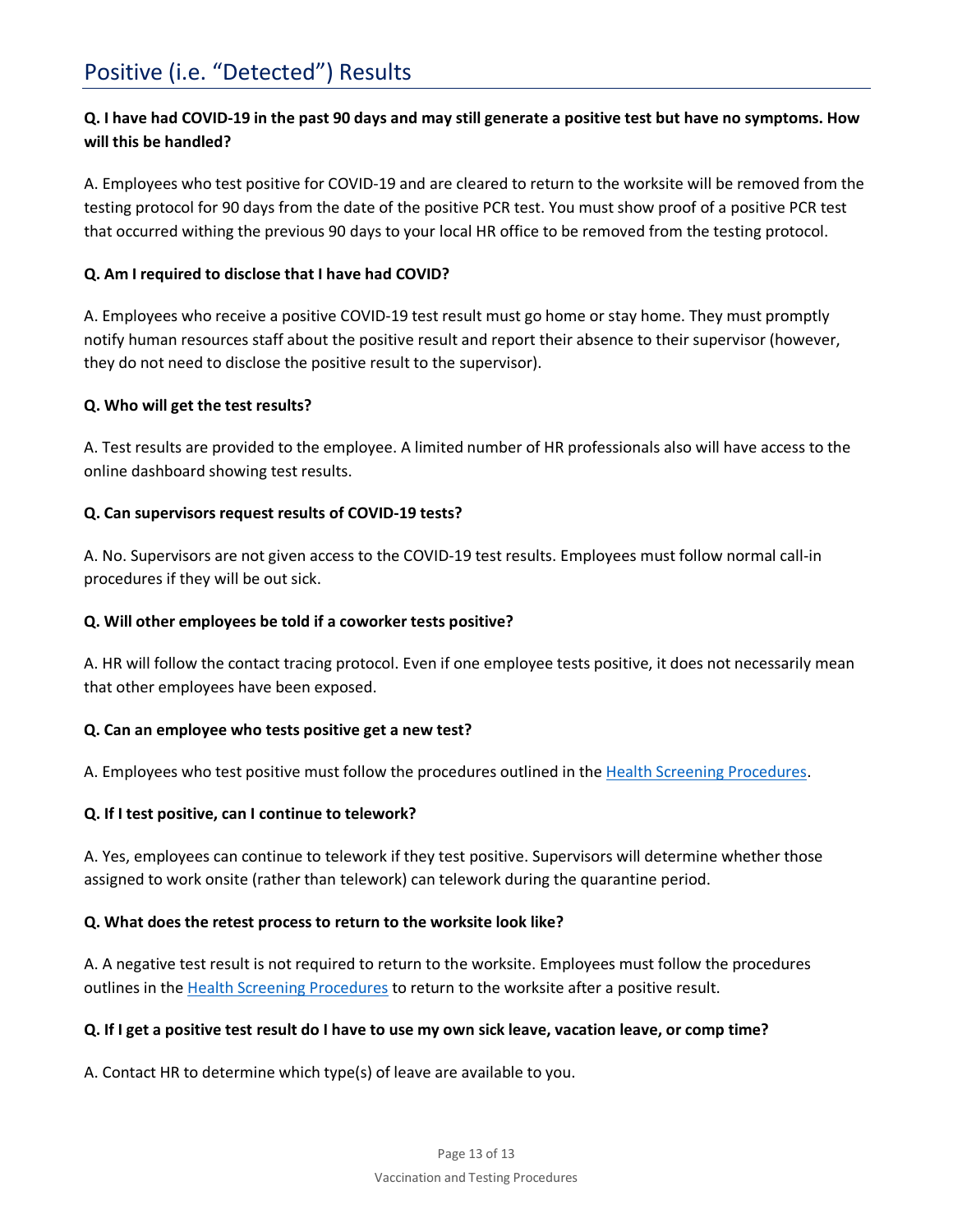## Positive (i.e. "Detected") Results

**Q. I have had COVID-19 in the past 90 days and may still generate a positive test but have no symptoms. How will this be handled?**

A. Employees who test positive for COVID-19 and are cleared to return to the worksite will be removed from the testing protocol for 90 days from the date of the positive PCR test. You must show proof of a positive PCR test that occurred withing the previous 90 days to your local HR office to be removed from the testing protocol.

**Q. Am I required to disclose that I have had COVID?**

A. Employees who receive a positive COVID-19 test result must go home or stay home. They must promptly notify human resources staff about the positive result and report their absence to their supervisor (however, they do not need to disclose the positive result to the supervisor).

**Q. Who will get the test results?**

A. Test results are provided to the employee. A limited number of HR professionals also will have access to the online dashboard showing test results.

**Q. Can supervisors request results of COVID-19 tests?**

A. No. Supervisors are not given access to the COVID-19 test results. Employees must follow normal call-in procedures if they will be out sick.

**Q. Will other employees be told if a coworker tests positive?**

A. HR will follow the contact tracing protocol. Even if one employee tests positive, it does not necessarily mean that other employees have been exposed.

**Q. Can an employee who tests positive get a new test?**

A. Employees who test positive must follow the procedures outlined in the [Health Screening Procedures](#).

**Q. If I test positive, can I continue to telework?**

A. Yes, employees can continue to telework if they test positive. Supervisors will determine whether those assigned to work onsite (rather than telework) can telework during the quarantine period.

**Q. What does the retest process to return to the worksite look like?**

A. A negative test result is not required to return to the worksite. Employees must follow the procedures outlines in the [Health Screening Procedures](#) to return to the worksite after a positive result.

**Q. If I get a positive test result do I have to use my own sick leave, vacation leave, or comp time?**

A. Contact HR to determine which type(s) of leave are available to you.